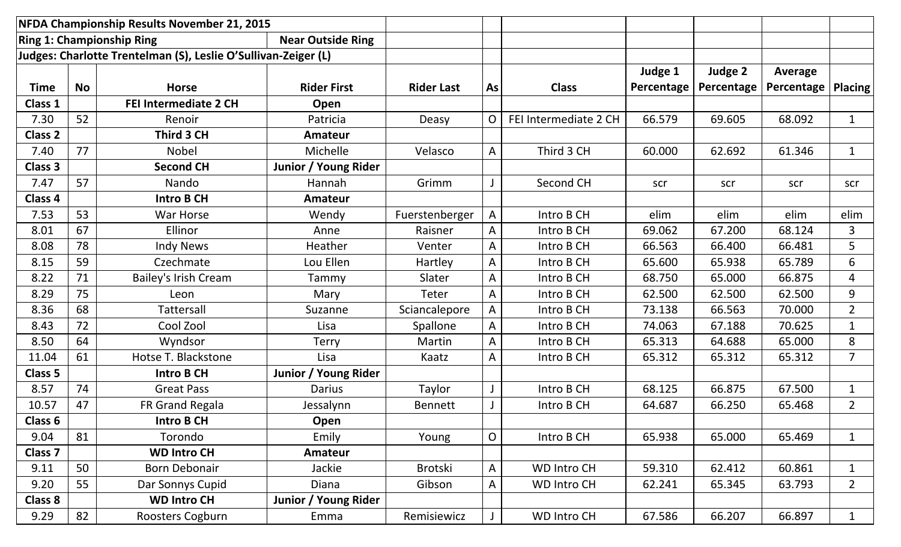| NFDA Championship Results November 21, 2015 | | | | | | | | | | |
|---|---|---|---|---|---|---|---|---|---|---|
| Ring 1: Championship Ring | | | Near Outside Ring | | | | | | | |
| Judges: Charlotte Trentelman (S), Leslie O'Sullivan-Zeiger (L) | | | | | | | | | | |
| Time | No | Horse | Rider First | Rider Last | As | Class | Judge 1 Percentage | Judge 2 Percentage | Average Percentage | Placing |
| **Class 1** | | **FEI Intermediate 2 CH** | **Open** | | | | | | | |
| 7.30 | 52 | Renoir | Patricia | Deasy | O | FEI Intermediate 2 CH | 66.579 | 69.605 | 68.092 | 1 |
| **Class 2** | | **Third 3 CH** | **Amateur** | | | | | | | |
| 7.40 | 77 | Nobel | Michelle | Velasco | A | Third 3 CH | 60.000 | 62.692 | 61.346 | 1 |
| **Class 3** | | **Second CH** | **Junior / Young Rider** | | | | | | | |
| 7.47 | 57 | Nando | Hannah | Grimm | J | Second CH | scr | scr | scr | scr |
| **Class 4** | | **Intro B CH** | **Amateur** | | | | | | | |
| 7.53 | 53 | War Horse | Wendy | Fuerstenberger | A | Intro B CH | elim | elim | elim | elim |
| 8.01 | 67 | Ellinor | Anne | Raisner | A | Intro B CH | 69.062 | 67.200 | 68.124 | 3 |
| 8.08 | 78 | Indy News | Heather | Venter | A | Intro B CH | 66.563 | 66.400 | 66.481 | 5 |
| 8.15 | 59 | Czechmate | Lou Ellen | Hartley | A | Intro B CH | 65.600 | 65.938 | 65.789 | 6 |
| 8.22 | 71 | Bailey's Irish Cream | Tammy | Slater | A | Intro B CH | 68.750 | 65.000 | 66.875 | 4 |
| 8.29 | 75 | Leon | Mary | Teter | A | Intro B CH | 62.500 | 62.500 | 62.500 | 9 |
| 8.36 | 68 | Tattersall | Suzanne | Sciancalepore | A | Intro B CH | 73.138 | 66.563 | 70.000 | 2 |
| 8.43 | 72 | Cool Zool | Lisa | Spallone | A | Intro B CH | 74.063 | 67.188 | 70.625 | 1 |
| 8.50 | 64 | Wyndsor | Terry | Martin | A | Intro B CH | 65.313 | 64.688 | 65.000 | 8 |
| 11.04 | 61 | Hotse T. Blackstone | Lisa | Kaatz | A | Intro B CH | 65.312 | 65.312 | 65.312 | 7 |
| **Class 5** | | **Intro B CH** | **Junior / Young Rider** | | | | | | | |
| 8.57 | 74 | Great Pass | Darius | Taylor | J | Intro B CH | 68.125 | 66.875 | 67.500 | 1 |
| 10.57 | 47 | FR Grand Regala | Jessalynn | Bennett | J | Intro B CH | 64.687 | 66.250 | 65.468 | 2 |
| **Class 6** | | **Intro B CH** | **Open** | | | | | | | |
| 9.04 | 81 | Torondo | Emily | Young | O | Intro B CH | 65.938 | 65.000 | 65.469 | 1 |
| **Class 7** | | **WD Intro CH** | **Amateur** | | | | | | | |
| 9.11 | 50 | Born Debonair | Jackie | Brotski | A | WD Intro CH | 59.310 | 62.412 | 60.861 | 1 |
| 9.20 | 55 | Dar Sonnys Cupid | Diana | Gibson | A | WD Intro CH | 62.241 | 65.345 | 63.793 | 2 |
| **Class 8** | | **WD Intro CH** | **Junior / Young Rider** | | | | | | | |
| 9.29 | 82 | Roosters Cogburn | Emma | Remisiewicz | J | WD Intro CH | 67.586 | 66.207 | 66.897 | 1 |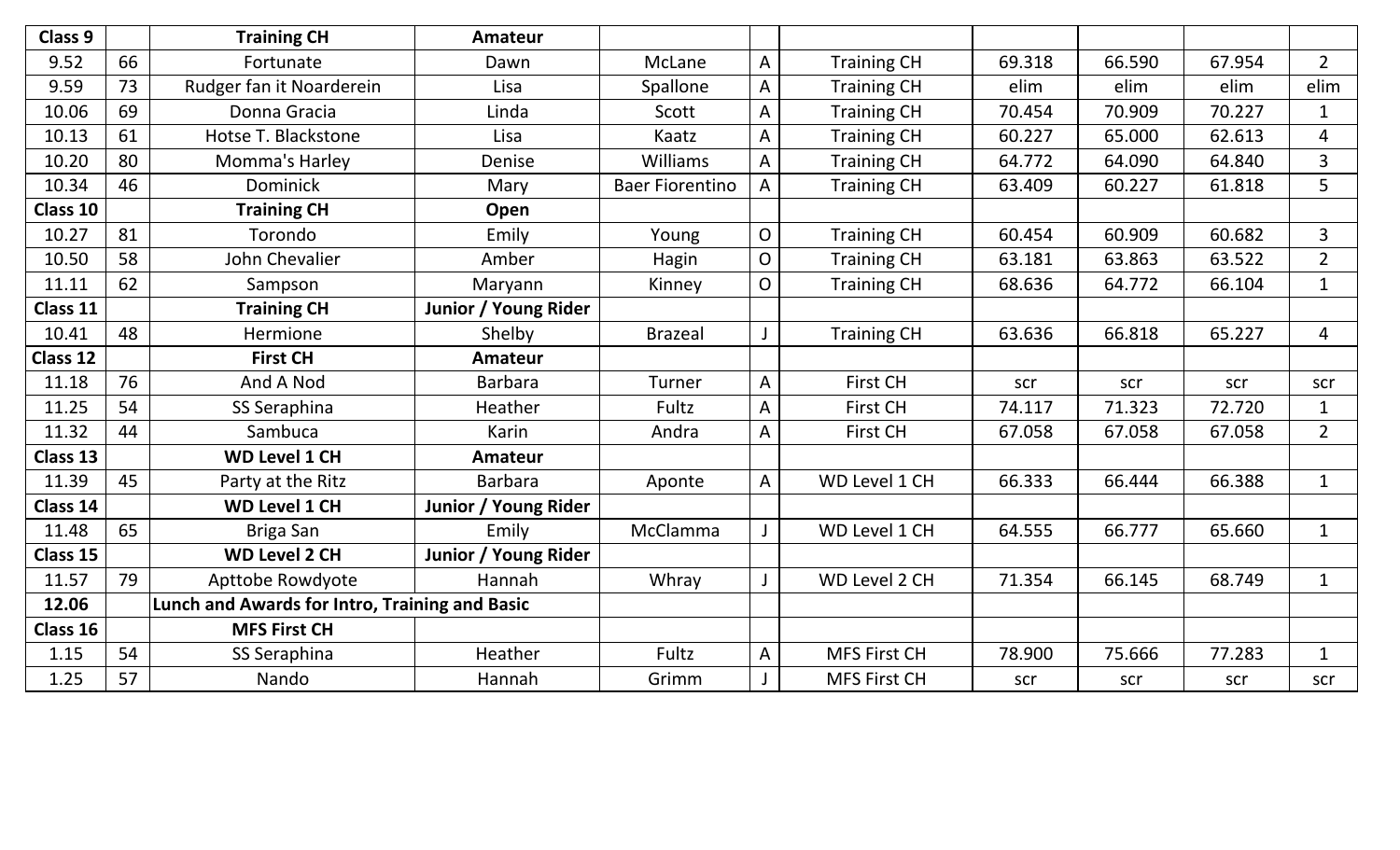| Class 9 | | Training CH | Amateur | | | | | | | |
|---|---|---|---|---|---|---|---|---|---|---|
| 9.52 | 66 | Fortunate | Dawn | McLane | A | Training CH | 69.318 | 66.590 | 67.954 | 2 |
| 9.59 | 73 | Rudger fan it Noarderein | Lisa | Spallone | A | Training CH | elim | elim | elim | elim |
| 10.06 | 69 | Donna Gracia | Linda | Scott | A | Training CH | 70.454 | 70.909 | 70.227 | 1 |
| 10.13 | 61 | Hotse T. Blackstone | Lisa | Kaatz | A | Training CH | 60.227 | 65.000 | 62.613 | 4 |
| 10.20 | 80 | Momma's Harley | Denise | Williams | A | Training CH | 64.772 | 64.090 | 64.840 | 3 |
| 10.34 | 46 | Dominick | Mary | Baer Fiorentino | A | Training CH | 63.409 | 60.227 | 61.818 | 5 |
| **Class 10** | | **Training CH** | **Open** | | | | | | | |
| 10.27 | 81 | Torondo | Emily | Young | O | Training CH | 60.454 | 60.909 | 60.682 | 3 |
| 10.50 | 58 | John Chevalier | Amber | Hagin | O | Training CH | 63.181 | 63.863 | 63.522 | 2 |
| 11.11 | 62 | Sampson | Maryann | Kinney | O | Training CH | 68.636 | 64.772 | 66.104 | 1 |
| **Class 11** | | **Training CH** | **Junior / Young Rider** | | | | | | | |
| 10.41 | 48 | Hermione | Shelby | Brazeal | J | Training CH | 63.636 | 66.818 | 65.227 | 4 |
| **Class 12** | | **First CH** | **Amateur** | | | | | | | |
| 11.18 | 76 | And A Nod | Barbara | Turner | A | First CH | scr | scr | scr | scr |
| 11.25 | 54 | SS Seraphina | Heather | Fultz | A | First CH | 74.117 | 71.323 | 72.720 | 1 |
| 11.32 | 44 | Sambuca | Karin | Andra | A | First CH | 67.058 | 67.058 | 67.058 | 2 |
| **Class 13** | | **WD Level 1 CH** | **Amateur** | | | | | | | |
| 11.39 | 45 | Party at the Ritz | Barbara | Aponte | A | WD Level 1 CH | 66.333 | 66.444 | 66.388 | 1 |
| **Class 14** | | **WD Level 1 CH** | **Junior / Young Rider** | | | | | | | |
| 11.48 | 65 | Briga San | Emily | McClamma | J | WD Level 1 CH | 64.555 | 66.777 | 65.660 | 1 |
| **Class 15** | | **WD Level 2 CH** | **Junior / Young Rider** | | | | | | | |
| 11.57 | 79 | Apttobe Rowdyote | Hannah | Whray | J | WD Level 2 CH | 71.354 | 66.145 | 68.749 | 1 |
| **12.06** | | **Lunch and Awards for Intro, Training and Basic** | | | | | | | | |
| **Class 16** | | **MFS First CH** | | | | | | | | |
| 1.15 | 54 | SS Seraphina | Heather | Fultz | A | MFS First CH | 78.900 | 75.666 | 77.283 | 1 |
| 1.25 | 57 | Nando | Hannah | Grimm | J | MFS First CH | scr | scr | scr | scr |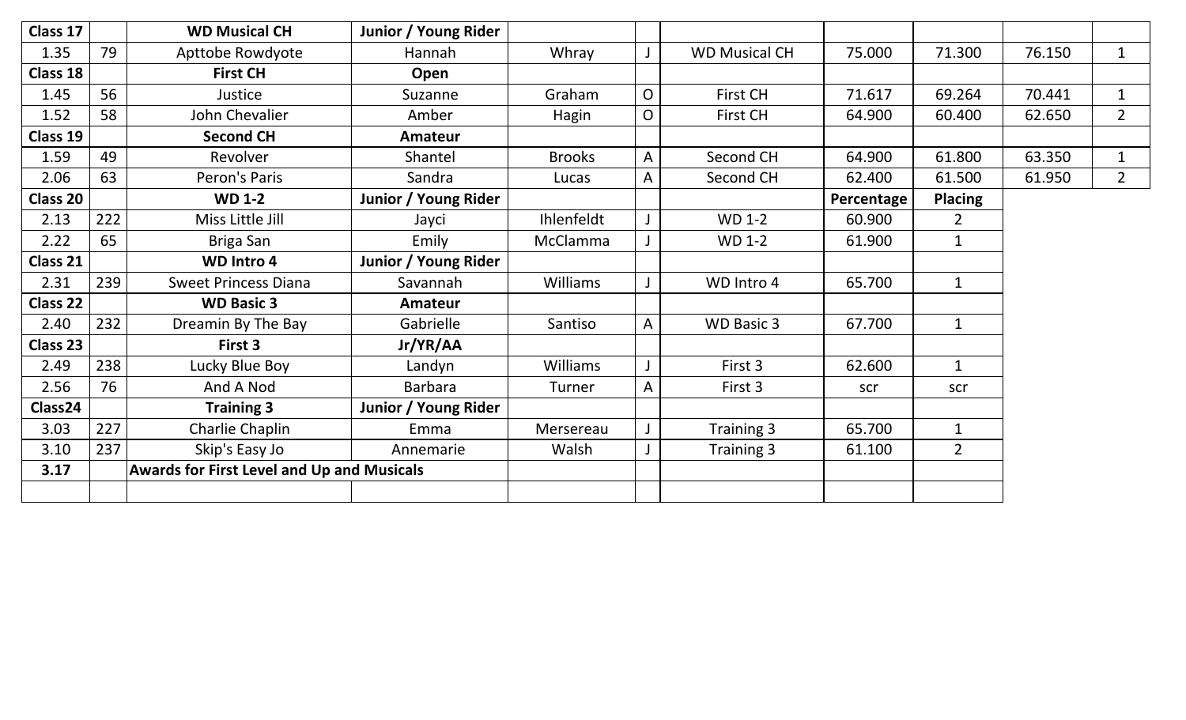| | | | | | | | | | | |
|---|---|---|---|---|---|---|---|---|---|---|
| **Class 17** | | **WD Musical CH** | **Junior / Young Rider** | | | | | | | |
| 1.35 | 79 | Apttobe Rowdyote | Hannah | Whray | J | WD Musical CH | 75.000 | 71.300 | 76.150 | 1 |
| **Class 18** | | **First CH** | **Open** | | | | | | | |
| 1.45 | 56 | Justice | Suzanne | Graham | O | First CH | 71.617 | 69.264 | 70.441 | 1 |
| 1.52 | 58 | John Chevalier | Amber | Hagin | O | First CH | 64.900 | 60.400 | 62.650 | 2 |
| **Class 19** | | **Second CH** | **Amateur** | | | | | | | |
| 1.59 | 49 | Revolver | Shantel | Brooks | A | Second CH | 64.900 | 61.800 | 63.350 | 1 |
| 2.06 | 63 | Peron's Paris | Sandra | Lucas | A | Second CH | 62.400 | 61.500 | 61.950 | 2 |
| **Class 20** | | **WD 1-2** | **Junior / Young Rider** | | | | **Percentage** | **Placing** | | |
| 2.13 | 222 | Miss Little Jill | Jayci | Ihlenfeldt | J | WD 1-2 | 60.900 | 2 | | |
| 2.22 | 65 | Briga San | Emily | McClamma | J | WD 1-2 | 61.900 | 1 | | |
| **Class 21** | | **WD Intro 4** | **Junior / Young Rider** | | | | | | | |
| 2.31 | 239 | Sweet Princess Diana | Savannah | Williams | J | WD Intro 4 | 65.700 | 1 | | |
| **Class 22** | | **WD Basic 3** | **Amateur** | | | | | | | |
| 2.40 | 232 | Dreamin By The Bay | Gabrielle | Santiso | A | WD Basic 3 | 67.700 | 1 | | |
| **Class 23** | | **First 3** | **Jr/YR/AA** | | | | | | | |
| 2.49 | 238 | Lucky Blue Boy | Landyn | Williams | J | First 3 | 62.600 | 1 | | |
| 2.56 | 76 | And A Nod | Barbara | Turner | A | First 3 | scr | scr | | |
| **Class24** | | **Training 3** | **Junior / Young Rider** | | | | | | | |
| 3.03 | 227 | Charlie Chaplin | Emma | Mersereau | J | Training 3 | 65.700 | 1 | | |
| 3.10 | 237 | Skip's Easy Jo | Annemarie | Walsh | J | Training 3 | 61.100 | 2 | | |
| **3.17** | | **Awards for First Level and Up and Musicals** | | | | | | | | |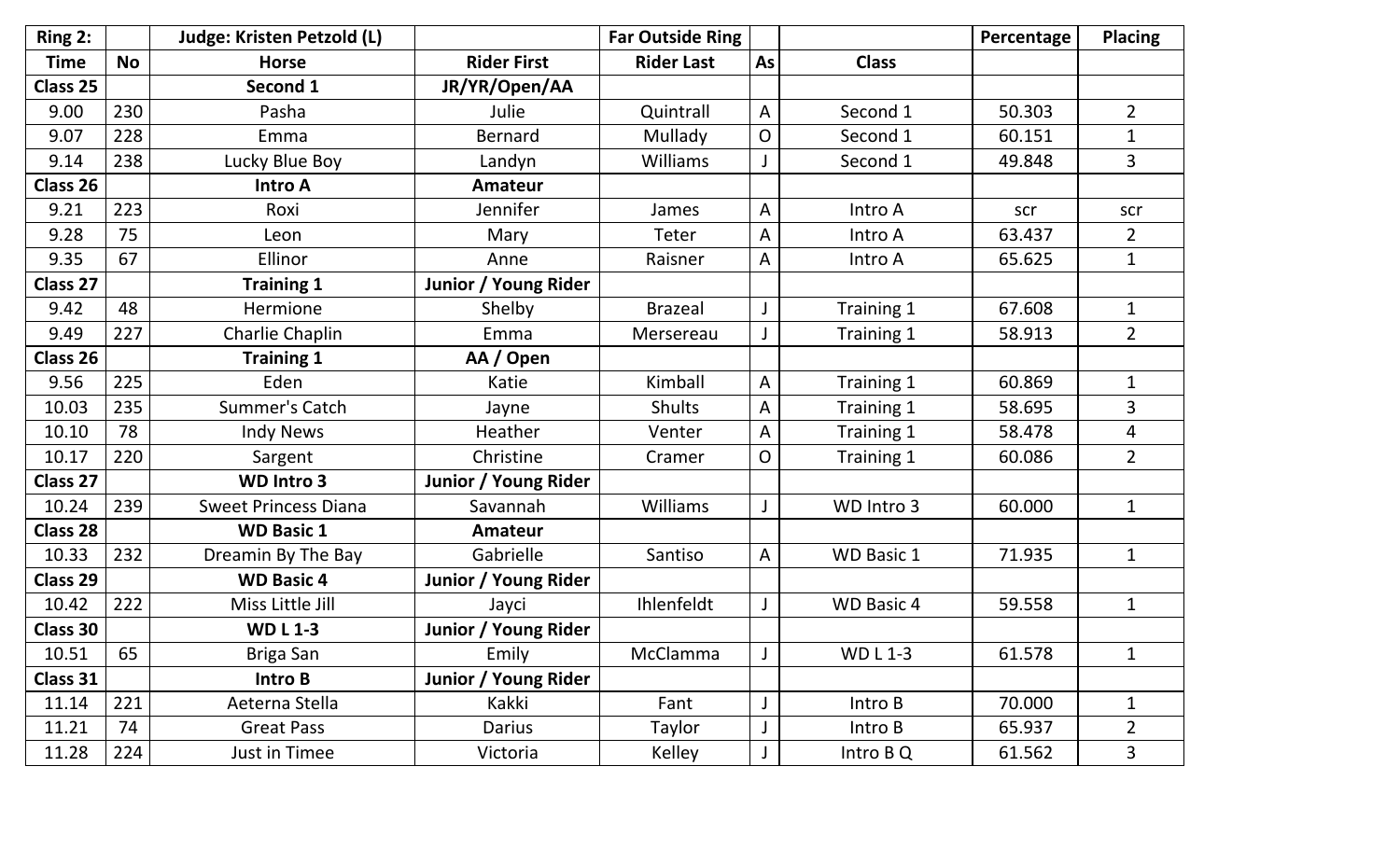| Ring 2: | | Judge: Kristen Petzold (L) | | Far Outside Ring | | | Percentage | Placing |
|---|---|---|---|---|---|---|---|---|
| Time | No | Horse | Rider First | Rider Last | As | Class | | |
| Class 25 | | Second 1 | JR/YR/Open/AA | | | | | |
| 9.00 | 230 | Pasha | Julie | Quintrall | A | Second 1 | 50.303 | 2 |
| 9.07 | 228 | Emma | Bernard | Mullady | O | Second 1 | 60.151 | 1 |
| 9.14 | 238 | Lucky Blue Boy | Landyn | Williams | J | Second 1 | 49.848 | 3 |
| Class 26 | | Intro A | Amateur | | | | | |
| 9.21 | 223 | Roxi | Jennifer | James | A | Intro A | scr | scr |
| 9.28 | 75 | Leon | Mary | Teter | A | Intro A | 63.437 | 2 |
| 9.35 | 67 | Ellinor | Anne | Raisner | A | Intro A | 65.625 | 1 |
| Class 27 | | Training 1 | Junior / Young Rider | | | | | |
| 9.42 | 48 | Hermione | Shelby | Brazeal | J | Training 1 | 67.608 | 1 |
| 9.49 | 227 | Charlie Chaplin | Emma | Mersereau | J | Training 1 | 58.913 | 2 |
| Class 26 | | Training 1 | AA / Open | | | | | |
| 9.56 | 225 | Eden | Katie | Kimball | A | Training 1 | 60.869 | 1 |
| 10.03 | 235 | Summer's Catch | Jayne | Shults | A | Training 1 | 58.695 | 3 |
| 10.10 | 78 | Indy News | Heather | Venter | A | Training 1 | 58.478 | 4 |
| 10.17 | 220 | Sargent | Christine | Cramer | O | Training 1 | 60.086 | 2 |
| Class 27 | | WD Intro 3 | Junior / Young Rider | | | | | |
| 10.24 | 239 | Sweet Princess Diana | Savannah | Williams | J | WD Intro 3 | 60.000 | 1 |
| Class 28 | | WD Basic 1 | Amateur | | | | | |
| 10.33 | 232 | Dreamin By The Bay | Gabrielle | Santiso | A | WD Basic 1 | 71.935 | 1 |
| Class 29 | | WD Basic 4 | Junior / Young Rider | | | | | |
| 10.42 | 222 | Miss Little Jill | Jayci | Ihlenfeldt | J | WD Basic 4 | 59.558 | 1 |
| Class 30 | | WD L 1-3 | Junior / Young Rider | | | | | |
| 10.51 | 65 | Briga San | Emily | McClamma | J | WD L 1-3 | 61.578 | 1 |
| Class 31 | | Intro B | Junior / Young Rider | | | | | |
| 11.14 | 221 | Aeterna Stella | Kakki | Fant | J | Intro B | 70.000 | 1 |
| 11.21 | 74 | Great Pass | Darius | Taylor | J | Intro B | 65.937 | 2 |
| 11.28 | 224 | Just in Timee | Victoria | Kelley | J | Intro B Q | 61.562 | 3 |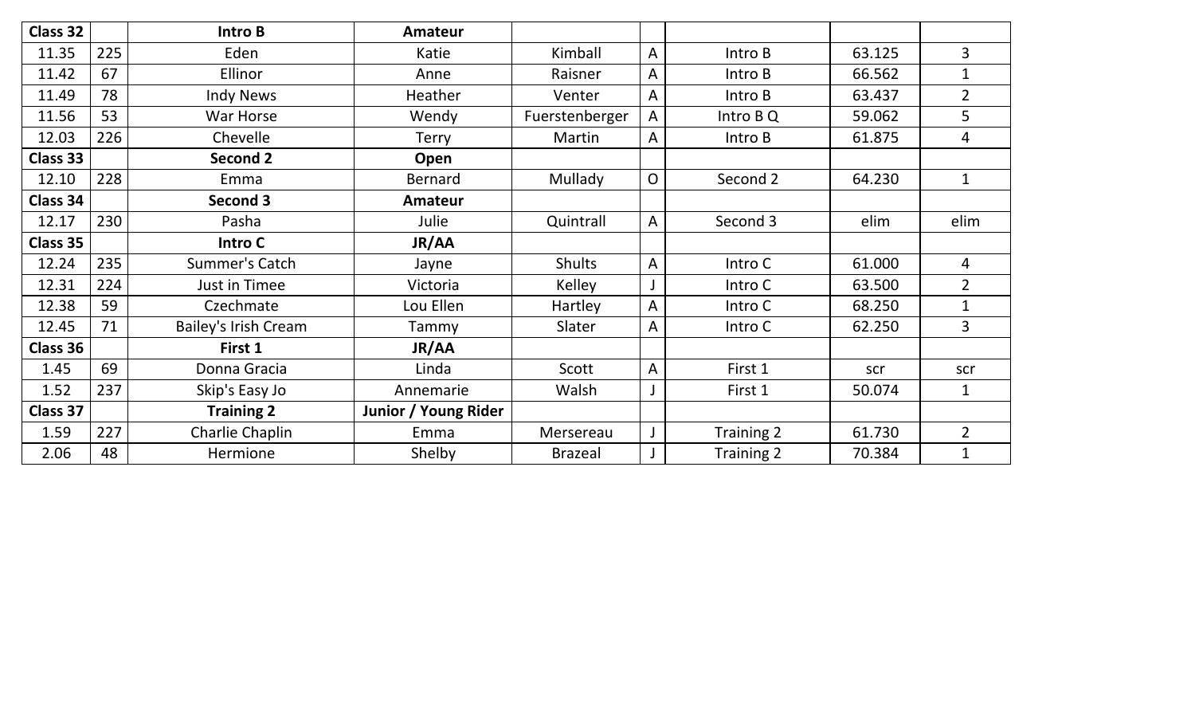| Class 32 | | **Intro B** | **Amateur** | | | | | |
|---|---|---|---|---|---|---|---|---|
| 11.35 | 225 | Eden | Katie | Kimball | A | Intro B | 63.125 | 3 |
| 11.42 | 67 | Ellinor | Anne | Raisner | A | Intro B | 66.562 | 1 |
| 11.49 | 78 | Indy News | Heather | Venter | A | Intro B | 63.437 | 2 |
| 11.56 | 53 | War Horse | Wendy | Fuerstenberger | A | Intro B Q | 59.062 | 5 |
| 12.03 | 226 | Chevelle | Terry | Martin | A | Intro B | 61.875 | 4 |
| **Class 33** | | **Second 2** | **Open** | | | | | |
| 12.10 | 228 | Emma | Bernard | Mullady | O | Second 2 | 64.230 | 1 |
| **Class 34** | | **Second 3** | **Amateur** | | | | | |
| 12.17 | 230 | Pasha | Julie | Quintrall | A | Second 3 | elim | elim |
| **Class 35** | | **Intro C** | **JR/AA** | | | | | |
| 12.24 | 235 | Summer's Catch | Jayne | Shults | A | Intro C | 61.000 | 4 |
| 12.31 | 224 | Just in Timee | Victoria | Kelley | J | Intro C | 63.500 | 2 |
| 12.38 | 59 | Czechmate | Lou Ellen | Hartley | A | Intro C | 68.250 | 1 |
| 12.45 | 71 | Bailey's Irish Cream | Tammy | Slater | A | Intro C | 62.250 | 3 |
| **Class 36** | | **First 1** | **JR/AA** | | | | | |
| 1.45 | 69 | Donna Gracia | Linda | Scott | A | First 1 | scr | scr |
| 1.52 | 237 | Skip's Easy Jo | Annemarie | Walsh | J | First 1 | 50.074 | 1 |
| **Class 37** | | **Training 2** | **Junior / Young Rider** | | | | | |
| 1.59 | 227 | Charlie Chaplin | Emma | Mersereau | J | Training 2 | 61.730 | 2 |
| 2.06 | 48 | Hermione | Shelby | Brazeal | J | Training 2 | 70.384 | 1 |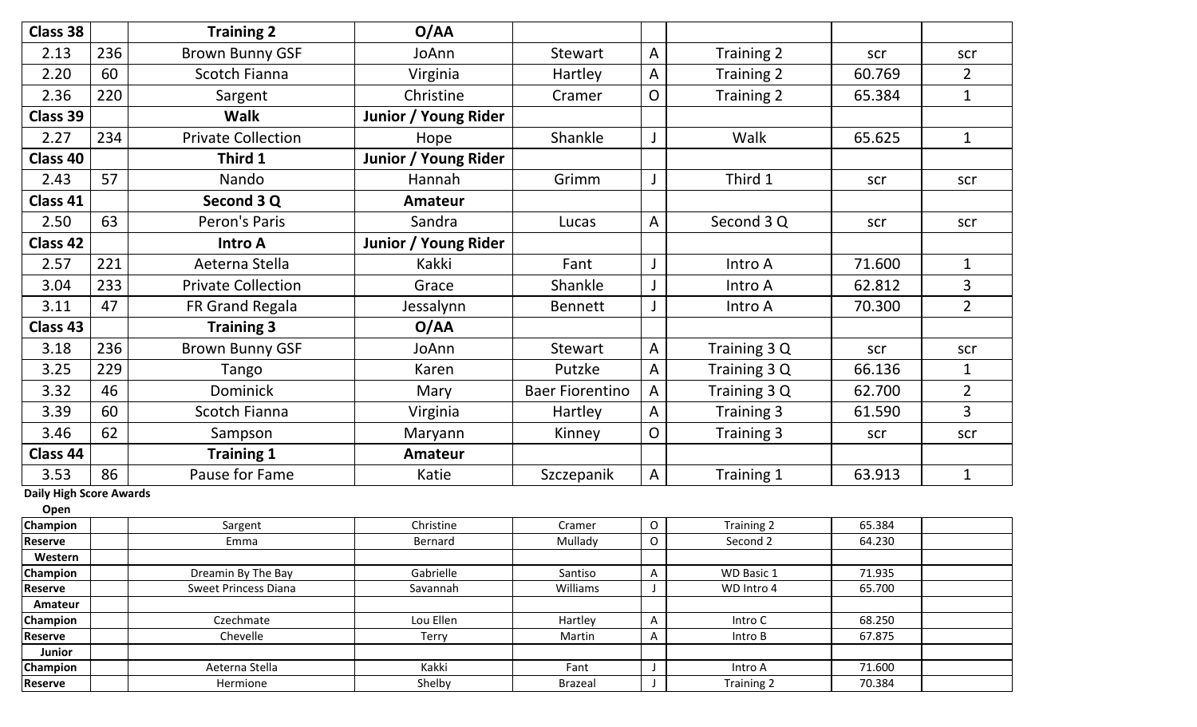| | | | | | | | | |
|---|---|---|---|---|---|---|---|---|
| **Class 38** | | **Training 2** | **O/AA** | | | | | |
| 2.13 | 236 | Brown Bunny GSF | JoAnn | Stewart | A | Training 2 | scr | scr |
| 2.20 | 60 | Scotch Fianna | Virginia | Hartley | A | Training 2 | 60.769 | 2 |
| 2.36 | 220 | Sargent | Christine | Cramer | O | Training 2 | 65.384 | 1 |
| **Class 39** | | **Walk** | **Junior / Young Rider** | | | | | |
| 2.27 | 234 | Private Collection | Hope | Shankle | J | Walk | 65.625 | 1 |
| **Class 40** | | **Third 1** | **Junior / Young Rider** | | | | | |
| 2.43 | 57 | Nando | Hannah | Grimm | J | Third 1 | scr | scr |
| **Class 41** | | **Second 3 Q** | **Amateur** | | | | | |
| 2.50 | 63 | Peron's Paris | Sandra | Lucas | A | Second 3 Q | scr | scr |
| **Class 42** | | **Intro A** | **Junior / Young Rider** | | | | | |
| 2.57 | 221 | Aeterna Stella | Kakki | Fant | J | Intro A | 71.600 | 1 |
| 3.04 | 233 | Private Collection | Grace | Shankle | J | Intro A | 62.812 | 3 |
| 3.11 | 47 | FR Grand Regala | Jessalynn | Bennett | J | Intro A | 70.300 | 2 |
| **Class 43** | | **Training 3** | **O/AA** | | | | | |
| 3.18 | 236 | Brown Bunny GSF | JoAnn | Stewart | A | Training 3 Q | scr | scr |
| 3.25 | 229 | Tango | Karen | Putzke | A | Training 3 Q | 66.136 | 1 |
| 3.32 | 46 | Dominick | Mary | Baer Fiorentino | A | Training 3 Q | 62.700 | 2 |
| 3.39 | 60 | Scotch Fianna | Virginia | Hartley | A | Training 3 | 61.590 | 3 |
| 3.46 | 62 | Sampson | Maryann | Kinney | O | Training 3 | scr | scr |
| **Class 44** | | **Training 1** | **Amateur** | | | | | |
| 3.53 | 86 | Pause for Fame | Katie | Szczepanik | A | Training 1 | 63.913 | 1 |

**Daily High Score Awards**

| | | | | | | | | |
|---|---|---|---|---|---|---|---|---|
| **Open** | | | | | | | | |
| **Champion** | | Sargent | Christine | Cramer | O | Training 2 | 65.384 | |
| **Reserve** | | Emma | Bernard | Mullady | O | Second 2 | 64.230 | |
| **Western** | | | | | | | | |
| **Champion** | | Dreamin By The Bay | Gabrielle | Santiso | A | WD Basic 1 | 71.935 | |
| **Reserve** | | Sweet Princess Diana | Savannah | Williams | J | WD Intro 4 | 65.700 | |
| **Amateur** | | | | | | | | |
| **Champion** | | Czechmate | Lou Ellen | Hartley | A | Intro C | 68.250 | |
| **Reserve** | | Chevelle | Terry | Martin | A | Intro B | 67.875 | |
| **Junior** | | | | | | | | |
| **Champion** | | Aeterna Stella | Kakki | Fant | J | Intro A | 71.600 | |
| **Reserve** | | Hermione | Shelby | Brazeal | J | Training 2 | 70.384 | |